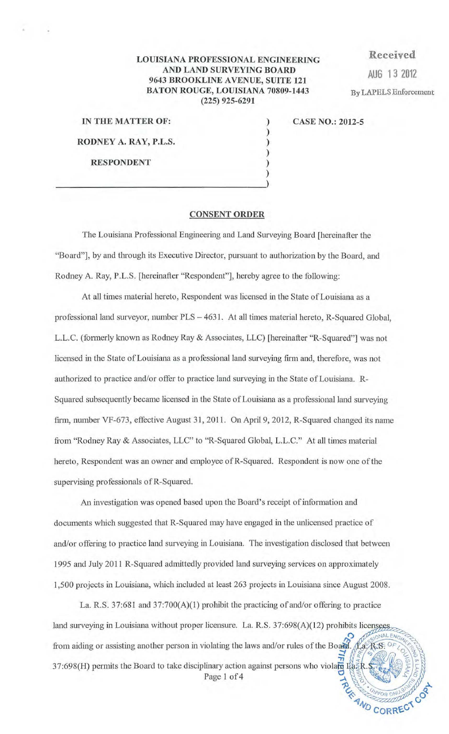**LOUISIANA PROFESSIONAL ENGINEERING AND LAND SURVEYING BOARD**
**9643 BROOKLINE AVENUE, SUITE 121**
**BATON ROUGE, LOUISIANA 70809-1443**
**(225) 925-6291**

Received
AUG 13 2012
By LAPELS Enforcement

**IN THE MATTER OF:**

**RODNEY A. RAY, P.L.S.**

**RESPONDENT**

**CASE NO.: 2012-5**

## CONSENT ORDER

The Louisiana Professional Engineering and Land Surveying Board [hereinafter the "Board"], by and through its Executive Director, pursuant to authorization by the Board, and Rodney A. Ray, P.L.S. [hereinafter "Respondent"], hereby agree to the following:

At all times material hereto, Respondent was licensed in the State of Louisiana as a professional land surveyor, number PLS – 4631. At all times material hereto, R-Squared Global, L.L.C. (formerly known as Rodney Ray & Associates, LLC) [hereinafter "R-Squared"] was not licensed in the State of Louisiana as a professional land surveying firm and, therefore, was not authorized to practice and/or offer to practice land surveying in the State of Louisiana. R-Squared subsequently became licensed in the State of Louisiana as a professional land surveying firm, number VF-673, effective August 31, 2011. On April 9, 2012, R-Squared changed its name from "Rodney Ray & Associates, LLC" to "R-Squared Global, L.L.C." At all times material hereto, Respondent was an owner and employee of R-Squared. Respondent is now one of the supervising professionals of R-Squared.

An investigation was opened based upon the Board's receipt of information and documents which suggested that R-Squared may have engaged in the unlicensed practice of and/or offering to practice land surveying in Louisiana. The investigation disclosed that between 1995 and July 2011 R-Squared admittedly provided land surveying services on approximately 1,500 projects in Louisiana, which included at least 263 projects in Louisiana since August 2008.

La. R.S. 37:681 and 37:700(A)(1) prohibit the practicing of and/or offering to practice land surveying in Louisiana without proper licensure. La. R.S. 37:698(A)(12) prohibits licensees from aiding or assisting another person in violating the laws and/or rules of the Board. La. R.S. 37:698(H) permits the Board to take disciplinary action against persons who violate La. R.S.

CERTIFIED TRUE AND CORRECT COPY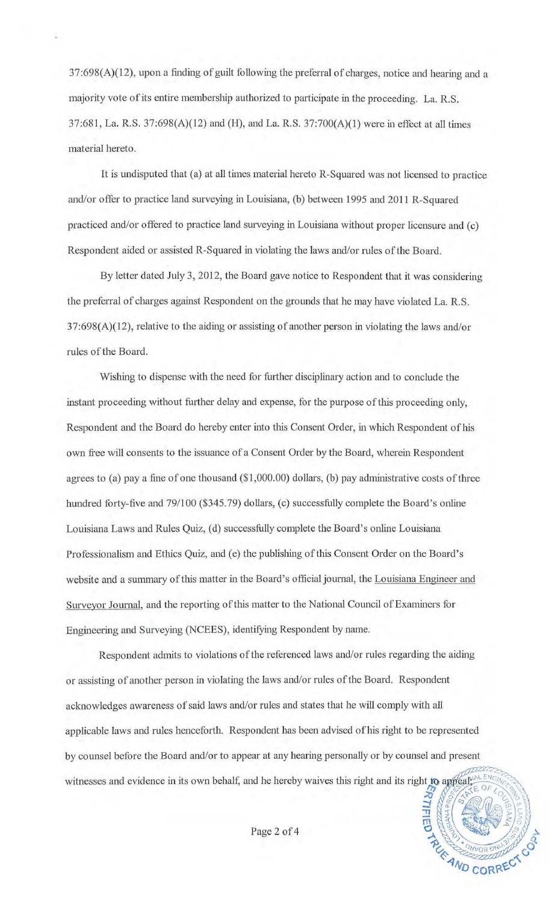37:698(A)(12), upon a finding of guilt following the preferral of charges, notice and hearing and a majority vote of its entire membership authorized to participate in the proceeding. La. R.S. 37:681, La. R.S. 37:698(A)(12) and (H), and La. R.S. 37:700(A)(1) were in effect at all times material hereto.

It is undisputed that (a) at all times material hereto R-Squared was not licensed to practice and/or offer to practice land surveying in Louisiana, (b) between 1995 and 2011 R-Squared practiced and/or offered to practice land surveying in Louisiana without proper licensure and (c) Respondent aided or assisted R-Squared in violating the laws and/or rules of the Board.

By letter dated July 3, 2012, the Board gave notice to Respondent that it was considering the preferral of charges against Respondent on the grounds that he may have violated La. R.S. 37:698(A)(12), relative to the aiding or assisting of another person in violating the laws and/or rules of the Board.

Wishing to dispense with the need for further disciplinary action and to conclude the instant proceeding without further delay and expense, for the purpose of this proceeding only, Respondent and the Board do hereby enter into this Consent Order, in which Respondent of his own free will consents to the issuance of a Consent Order by the Board, wherein Respondent agrees to (a) pay a fine of one thousand ($1,000.00) dollars, (b) pay administrative costs of three hundred forty-five and 79/100 ($345.79) dollars, (c) successfully complete the Board's online Louisiana Laws and Rules Quiz, (d) successfully complete the Board's online Louisiana Professionalism and Ethics Quiz, and (e) the publishing of this Consent Order on the Board's website and a summary of this matter in the Board's official journal, the Louisiana Engineer and Surveyor Journal, and the reporting of this matter to the National Council of Examiners for Engineering and Surveying (NCEES), identifying Respondent by name.

Respondent admits to violations of the referenced laws and/or rules regarding the aiding or assisting of another person in violating the laws and/or rules of the Board. Respondent acknowledges awareness of said laws and/or rules and states that he will comply with all applicable laws and rules henceforth. Respondent has been advised of his right to be represented by counsel before the Board and/or to appear at any hearing personally or by counsel and present witnesses and evidence in its own behalf, and he hereby waives this right and its right to appeal;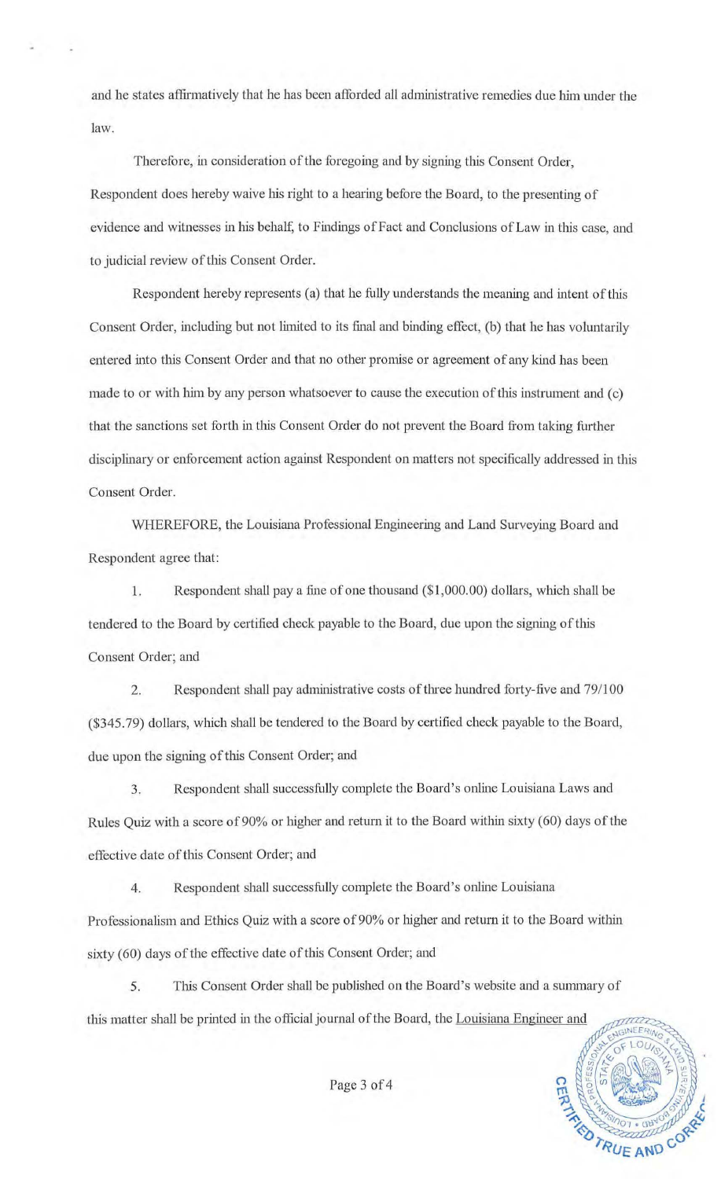and he states affirmatively that he has been afforded all administrative remedies due him under the law.

Therefore, in consideration of the foregoing and by signing this Consent Order, Respondent does hereby waive his right to a hearing before the Board, to the presenting of evidence and witnesses in his behalf, to Findings of Fact and Conclusions of Law in this case, and to judicial review of this Consent Order.

Respondent hereby represents (a) that he fully understands the meaning and intent of this Consent Order, including but not limited to its final and binding effect, (b) that he has voluntarily entered into this Consent Order and that no other promise or agreement of any kind has been made to or with him by any person whatsoever to cause the execution of this instrument and (c) that the sanctions set forth in this Consent Order do not prevent the Board from taking further disciplinary or enforcement action against Respondent on matters not specifically addressed in this Consent Order.

WHEREFORE, the Louisiana Professional Engineering and Land Surveying Board and Respondent agree that:

1. Respondent shall pay a fine of one thousand ($1,000.00) dollars, which shall be tendered to the Board by certified check payable to the Board, due upon the signing of this Consent Order; and

2. Respondent shall pay administrative costs of three hundred forty-five and 79/100 ($345.79) dollars, which shall be tendered to the Board by certified check payable to the Board, due upon the signing of this Consent Order; and

3. Respondent shall successfully complete the Board's online Louisiana Laws and Rules Quiz with a score of 90% or higher and return it to the Board within sixty (60) days of the effective date of this Consent Order; and

4. Respondent shall successfully complete the Board's online Louisiana Professionalism and Ethics Quiz with a score of 90% or higher and return it to the Board within sixty (60) days of the effective date of this Consent Order; and

5. This Consent Order shall be published on the Board's website and a summary of this matter shall be printed in the official journal of the Board, the Louisiana Engineer and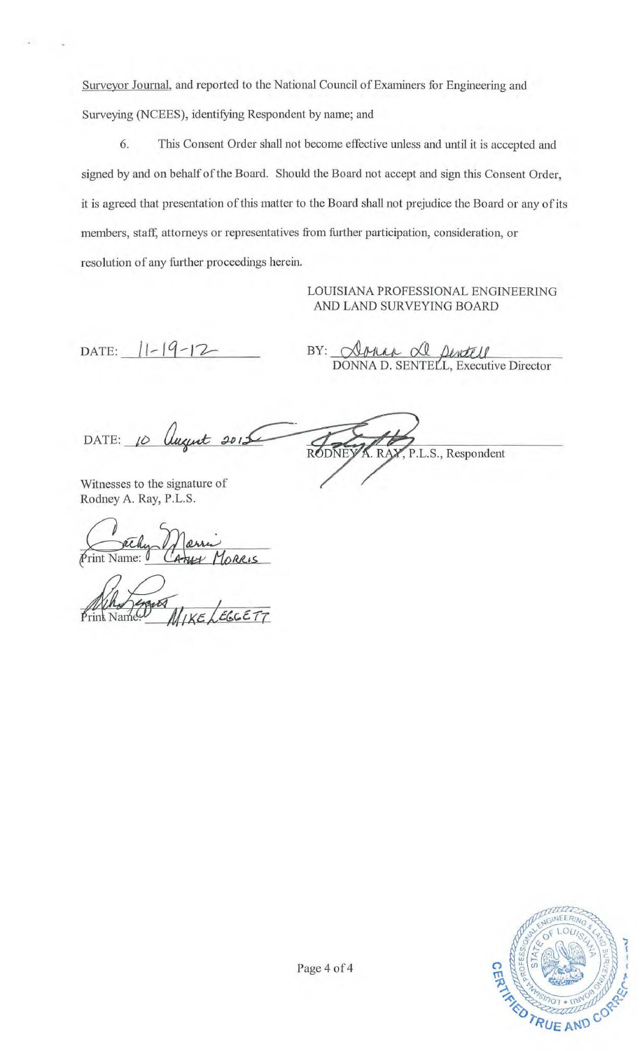Surveyor Journal, and reported to the National Council of Examiners for Engineering and Surveying (NCEES), identifying Respondent by name; and

6. This Consent Order shall not become effective unless and until it is accepted and signed by and on behalf of the Board. Should the Board not accept and sign this Consent Order, it is agreed that presentation of this matter to the Board shall not prejudice the Board or any of its members, staff, attorneys or representatives from further participation, consideration, or resolution of any further proceedings herein.

LOUISIANA PROFESSIONAL ENGINEERING AND LAND SURVEYING BOARD

DATE: 11-19-12

BY: Donna D. Sentell
DONNA D. SENTELL, Executive Director

DATE: 10 August 2012

RODNEY A. RAY, P.L.S., Respondent

Witnesses to the signature of Rodney A. Ray, P.L.S.

Print Name: CATHY MORRIS

Print Name: MIKE LEGGETT